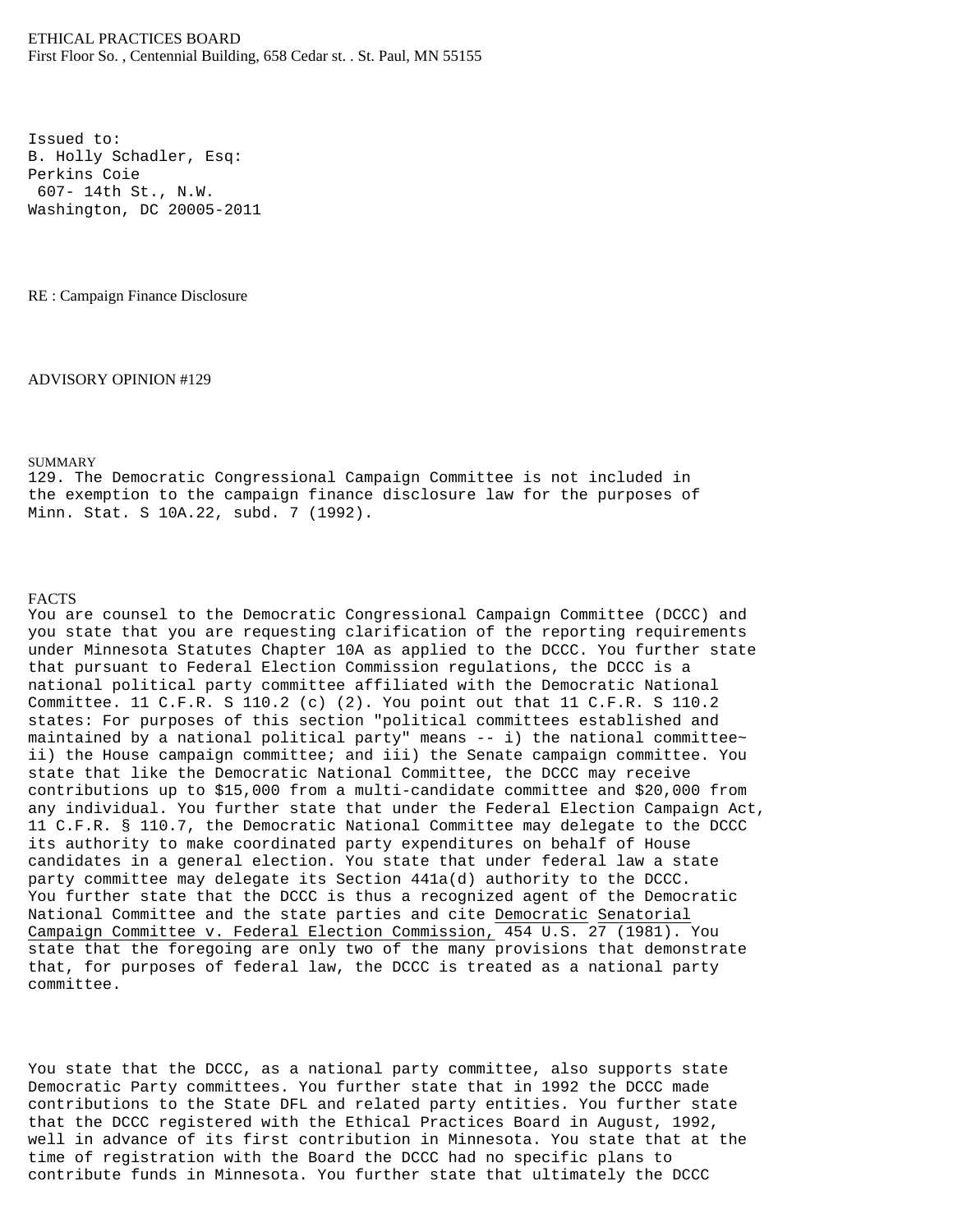ETHICAL PRACTICES BOARD
First Floor So. , Centennial Building, 658 Cedar st. . St. Paul, MN 55155

Issued to:
B. Holly Schadler, Esq:
Perkins Coie
607- 14th St., N.W.
Washington, DC 20005-2011

RE : Campaign Finance Disclosure

ADVISORY OPINION #129

SUMMARY

129. The Democratic Congressional Campaign Committee is not included in the exemption to the campaign finance disclosure law for the purposes of Minn. Stat. S 10A.22, subd. 7 (1992).

FACTS

You are counsel to the Democratic Congressional Campaign Committee (DCCC) and you state that you are requesting clarification of the reporting requirements under Minnesota Statutes Chapter 10A as applied to the DCCC. You further state that pursuant to Federal Election Commission regulations, the DCCC is a national political party committee affiliated with the Democratic National Committee. 11 C.F.R. S 110.2 (c) (2). You point out that 11 C.F.R. S 110.2 states: For purposes of this section "political committees established and maintained by a national political party" means -- i) the national committee~ ii) the House campaign committee; and iii) the Senate campaign committee. You state that like the Democratic National Committee, the DCCC may receive contributions up to $15,000 from a multi-candidate committee and $20,000 from any individual. You further state that under the Federal Election Campaign Act, 11 C.F.R. § 110.7, the Democratic National Committee may delegate to the DCCC its authority to make coordinated party expenditures on behalf of House candidates in a general election. You state that under federal law a state party committee may delegate its Section 441a(d) authority to the DCCC. You further state that the DCCC is thus a recognized agent of the Democratic National Committee and the state parties and cite Democratic Senatorial Campaign Committee v. Federal Election Commission, 454 U.S. 27 (1981). You state that the foregoing are only two of the many provisions that demonstrate that, for purposes of federal law, the DCCC is treated as a national party committee.

You state that the DCCC, as a national party committee, also supports state Democratic Party committees. You further state that in 1992 the DCCC made contributions to the State DFL and related party entities. You further state that the DCCC registered with the Ethical Practices Board in August, 1992, well in advance of its first contribution in Minnesota. You state that at the time of registration with the Board the DCCC had no specific plans to contribute funds in Minnesota. You further state that ultimately the DCCC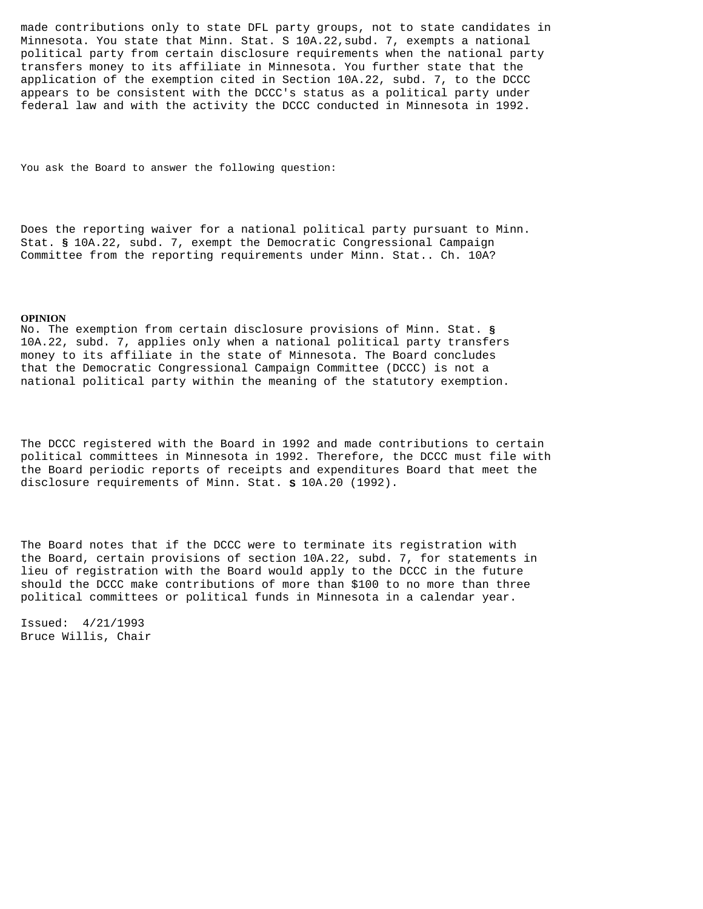made contributions only to state DFL party groups, not to state candidates in Minnesota. You state that Minn. Stat. S 10A.22,subd. 7, exempts a national political party from certain disclosure requirements when the national party transfers money to its affiliate in Minnesota. You further state that the application of the exemption cited in Section 10A.22, subd. 7, to the DCCC appears to be consistent with the DCCC's status as a political party under federal law and with the activity the DCCC conducted in Minnesota in 1992.

You ask the Board to answer the following question:

Does the reporting waiver for a national political party pursuant to Minn. Stat. § 10A.22, subd. 7, exempt the Democratic Congressional Campaign Committee from the reporting requirements under Minn. Stat.. Ch. 10A?

**OPINION**

No. The exemption from certain disclosure provisions of Minn. Stat. § 10A.22, subd. 7, applies only when a national political party transfers money to its affiliate in the state of Minnesota. The Board concludes that the Democratic Congressional Campaign Committee (DCCC) is not a national political party within the meaning of the statutory exemption.

The DCCC registered with the Board in 1992 and made contributions to certain political committees in Minnesota in 1992. Therefore, the DCCC must file with the Board periodic reports of receipts and expenditures Board that meet the disclosure requirements of Minn. Stat. § 10A.20 (1992).

The Board notes that if the DCCC were to terminate its registration with the Board, certain provisions of section 10A.22, subd. 7, for statements in lieu of registration with the Board would apply to the DCCC in the future should the DCCC make contributions of more than $100 to no more than three political committees or political funds in Minnesota in a calendar year.

Issued: 4/21/1993
Bruce Willis, Chair